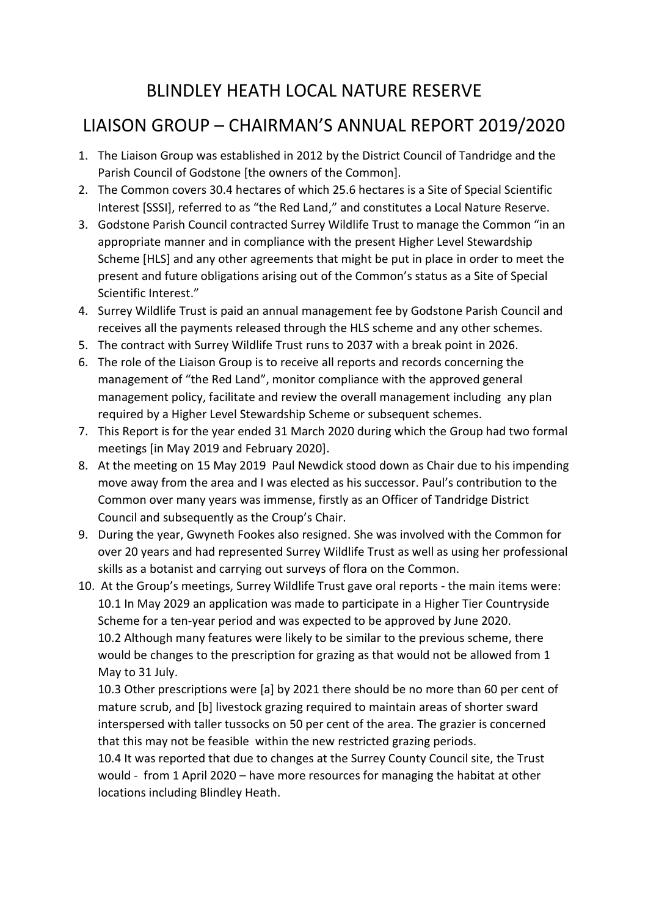# BLINDLEY HEATH LOCAL NATURE RESERVE

# LIAISON GROUP – CHAIRMAN'S ANNUAL REPORT 2019/2020

1. The Liaison Group was established in 2012 by the District Council of Tandridge and the Parish Council of Godstone [the owners of the Common].
2. The Common covers 30.4 hectares of which 25.6 hectares is a Site of Special Scientific Interest [SSSI], referred to as "the Red Land," and constitutes a Local Nature Reserve.
3. Godstone Parish Council contracted Surrey Wildlife Trust to manage the Common "in an appropriate manner and in compliance with the present Higher Level Stewardship Scheme [HLS] and any other agreements that might be put in place in order to meet the present and future obligations arising out of the Common's status as a Site of Special Scientific Interest."
4. Surrey Wildlife Trust is paid an annual management fee by Godstone Parish Council and receives all the payments released through the HLS scheme and any other schemes.
5. The contract with Surrey Wildlife Trust runs to 2037 with a break point in 2026.
6. The role of the Liaison Group is to receive all reports and records concerning the management of "the Red Land", monitor compliance with the approved general management policy, facilitate and review the overall management including any plan required by a Higher Level Stewardship Scheme or subsequent schemes.
7. This Report is for the year ended 31 March 2020 during which the Group had two formal meetings [in May 2019 and February 2020].
8. At the meeting on 15 May 2019 Paul Newdick stood down as Chair due to his impending move away from the area and I was elected as his successor. Paul's contribution to the Common over many years was immense, firstly as an Officer of Tandridge District Council and subsequently as the Croup's Chair.
9. During the year, Gwyneth Fookes also resigned. She was involved with the Common for over 20 years and had represented Surrey Wildlife Trust as well as using her professional skills as a botanist and carrying out surveys of flora on the Common.
10. At the Group's meetings, Surrey Wildlife Trust gave oral reports - the main items were:
    10.1 In May 2029 an application was made to participate in a Higher Tier Countryside Scheme for a ten-year period and was expected to be approved by June 2020.
    10.2 Although many features were likely to be similar to the previous scheme, there would be changes to the prescription for grazing as that would not be allowed from 1 May to 31 July.
    10.3 Other prescriptions were [a] by 2021 there should be no more than 60 per cent of mature scrub, and [b] livestock grazing required to maintain areas of shorter sward interspersed with taller tussocks on 50 per cent of the area. The grazier is concerned that this may not be feasible within the new restricted grazing periods.
    10.4 It was reported that due to changes at the Surrey County Council site, the Trust would - from 1 April 2020 – have more resources for managing the habitat at other locations including Blindley Heath.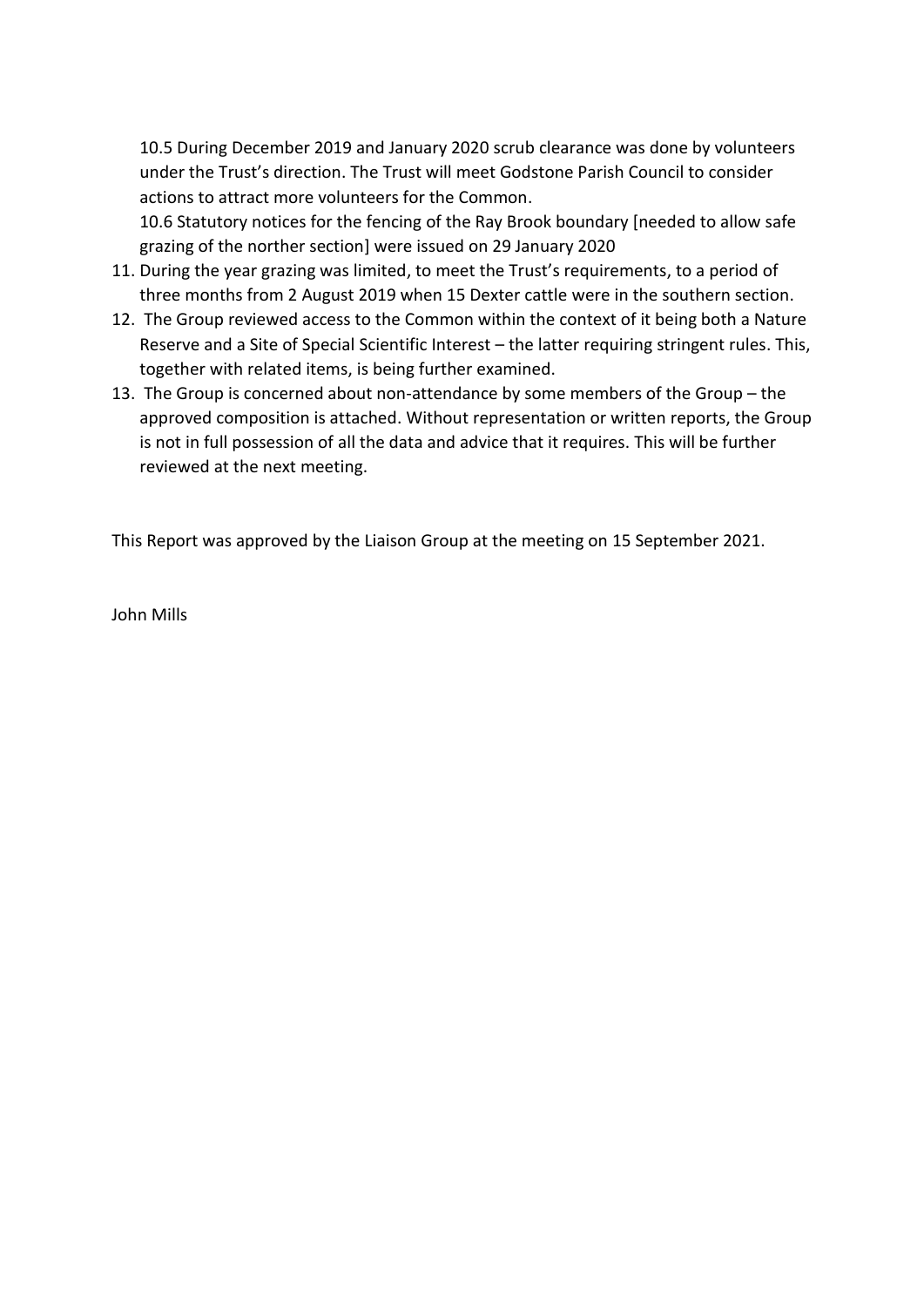10.5 During December 2019 and January 2020 scrub clearance was done by volunteers under the Trust's direction. The Trust will meet Godstone Parish Council to consider actions to attract more volunteers for the Common.

10.6 Statutory notices for the fencing of the Ray Brook boundary [needed to allow safe grazing of the norther section] were issued on 29 January 2020

11. During the year grazing was limited, to meet the Trust's requirements, to a period of three months from 2 August 2019 when 15 Dexter cattle were in the southern section.
12. The Group reviewed access to the Common within the context of it being both a Nature Reserve and a Site of Special Scientific Interest – the latter requiring stringent rules. This, together with related items, is being further examined.
13. The Group is concerned about non-attendance by some members of the Group – the approved composition is attached. Without representation or written reports, the Group is not in full possession of all the data and advice that it requires. This will be further reviewed at the next meeting.

This Report was approved by the Liaison Group at the meeting on 15 September 2021.

John Mills